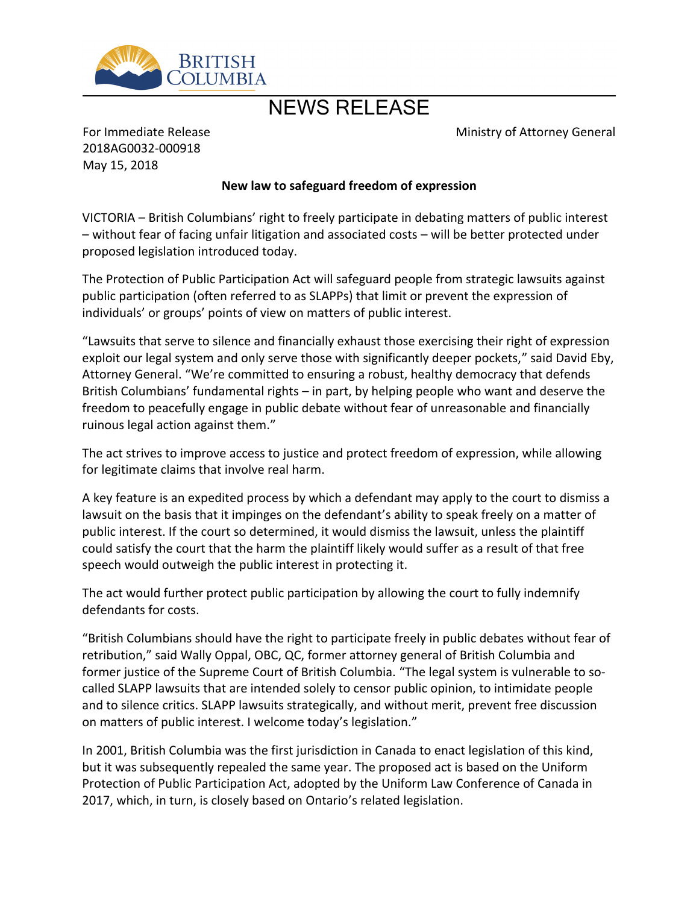BRITISH COLUMBIA

# NEWS RELEASE

For Immediate Release
2018AG0032-000918
May 15, 2018

Ministry of Attorney General

**New law to safeguard freedom of expression**

VICTORIA – British Columbians' right to freely participate in debating matters of public interest – without fear of facing unfair litigation and associated costs – will be better protected under proposed legislation introduced today.

The Protection of Public Participation Act will safeguard people from strategic lawsuits against public participation (often referred to as SLAPPs) that limit or prevent the expression of individuals' or groups' points of view on matters of public interest.

"Lawsuits that serve to silence and financially exhaust those exercising their right of expression exploit our legal system and only serve those with significantly deeper pockets," said David Eby, Attorney General. "We're committed to ensuring a robust, healthy democracy that defends British Columbians' fundamental rights – in part, by helping people who want and deserve the freedom to peacefully engage in public debate without fear of unreasonable and financially ruinous legal action against them."

The act strives to improve access to justice and protect freedom of expression, while allowing for legitimate claims that involve real harm.

A key feature is an expedited process by which a defendant may apply to the court to dismiss a lawsuit on the basis that it impinges on the defendant's ability to speak freely on a matter of public interest. If the court so determined, it would dismiss the lawsuit, unless the plaintiff could satisfy the court that the harm the plaintiff likely would suffer as a result of that free speech would outweigh the public interest in protecting it.

The act would further protect public participation by allowing the court to fully indemnify defendants for costs.

"British Columbians should have the right to participate freely in public debates without fear of retribution," said Wally Oppal, OBC, QC, former attorney general of British Columbia and former justice of the Supreme Court of British Columbia. "The legal system is vulnerable to so-called SLAPP lawsuits that are intended solely to censor public opinion, to intimidate people and to silence critics. SLAPP lawsuits strategically, and without merit, prevent free discussion on matters of public interest. I welcome today's legislation."

In 2001, British Columbia was the first jurisdiction in Canada to enact legislation of this kind, but it was subsequently repealed the same year. The proposed act is based on the Uniform Protection of Public Participation Act, adopted by the Uniform Law Conference of Canada in 2017, which, in turn, is closely based on Ontario's related legislation.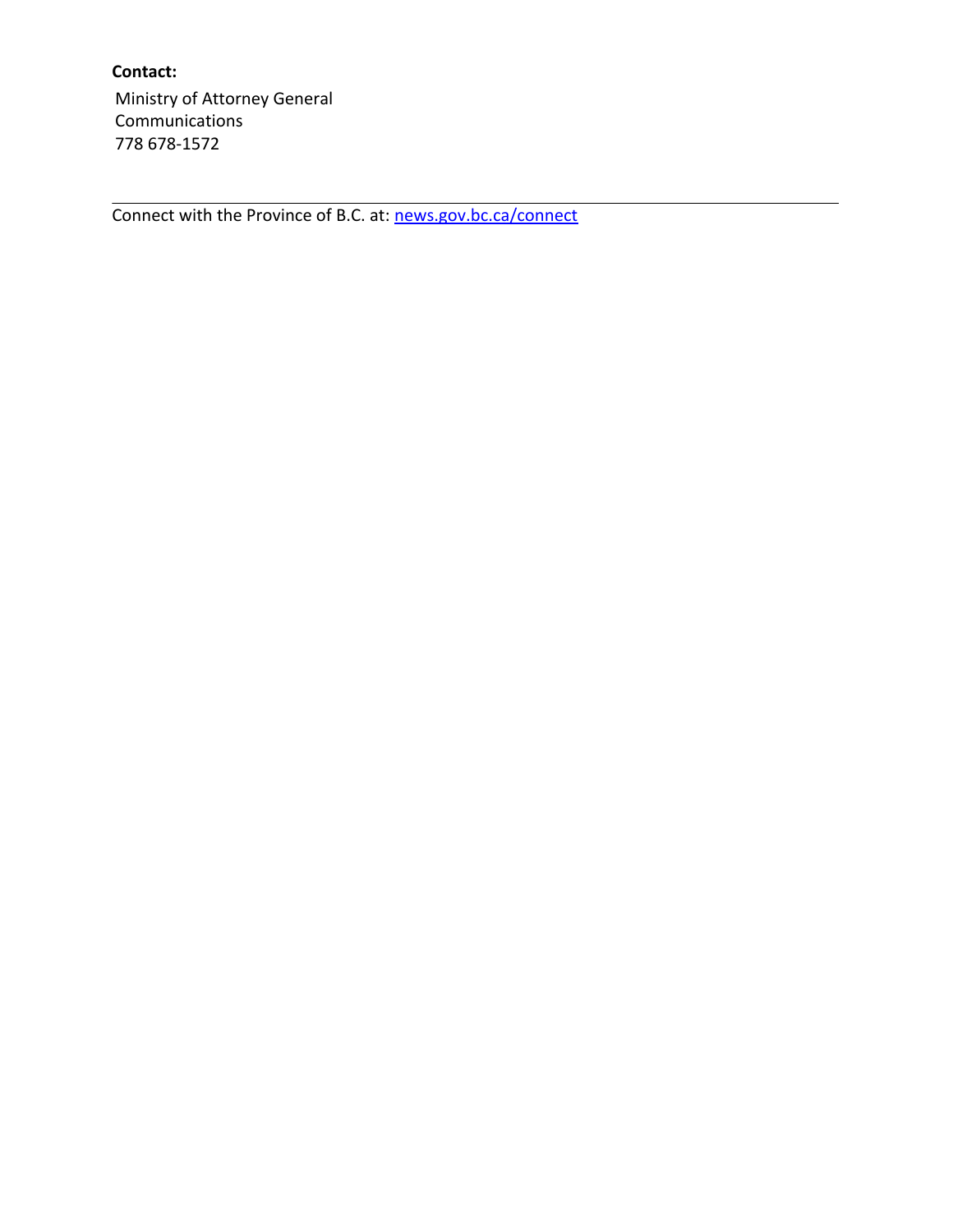**Contact:**

Ministry of Attorney General
Communications
778 678-1572

---

Connect with the Province of B.C. at: [news.gov.bc.ca/connect](news.gov.bc.ca/connect)